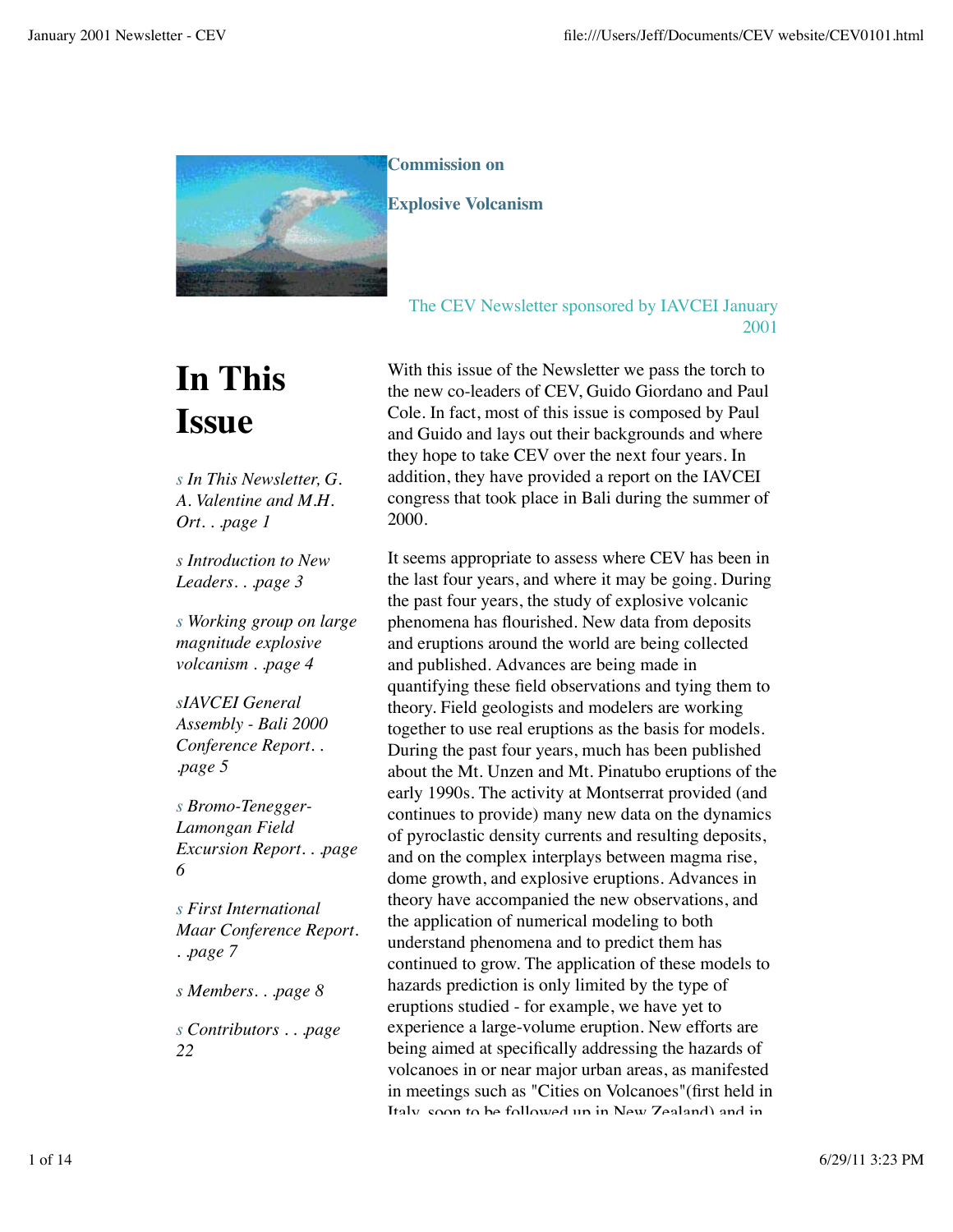**Commission on**

**Explosive Volcanism**

The CEV Newsletter sponsored by IAVCEI January 2001

# In This Issue

*s In This Newsletter, G. A. Valentine and M.H. Ort. . .page 1*

*s Introduction to New Leaders. . .page 3*

*s Working group on large magnitude explosive volcanism . .page 4*

*sIAVCEI General Assembly - Bali 2000 Conference Report. . .page 5*

*s Bromo-Tenegger-Lamongan Field Excursion Report. . .page 6*

*s First International Maar Conference Report. . .page 7*

*s Members. . .page 8*

*s Contributors . . .page 22*

With this issue of the Newsletter we pass the torch to the new co-leaders of CEV, Guido Giordano and Paul Cole. In fact, most of this issue is composed by Paul and Guido and lays out their backgrounds and where they hope to take CEV over the next four years. In addition, they have provided a report on the IAVCEI congress that took place in Bali during the summer of 2000.

It seems appropriate to assess where CEV has been in the last four years, and where it may be going. During the past four years, the study of explosive volcanic phenomena has flourished. New data from deposits and eruptions around the world are being collected and published. Advances are being made in quantifying these field observations and tying them to theory. Field geologists and modelers are working together to use real eruptions as the basis for models. During the past four years, much has been published about the Mt. Unzen and Mt. Pinatubo eruptions of the early 1990s. The activity at Montserrat provided (and continues to provide) many new data on the dynamics of pyroclastic density currents and resulting deposits, and on the complex interplays between magma rise, dome growth, and explosive eruptions. Advances in theory have accompanied the new observations, and the application of numerical modeling to both understand phenomena and to predict them has continued to grow. The application of these models to hazards prediction is only limited by the type of eruptions studied - for example, we have yet to experience a large-volume eruption. New efforts are being aimed at specifically addressing the hazards of volcanoes in or near major urban areas, as manifested in meetings such as "Cities on Volcanoes"(first held in Italy, soon to be followed up in New Zealand) and in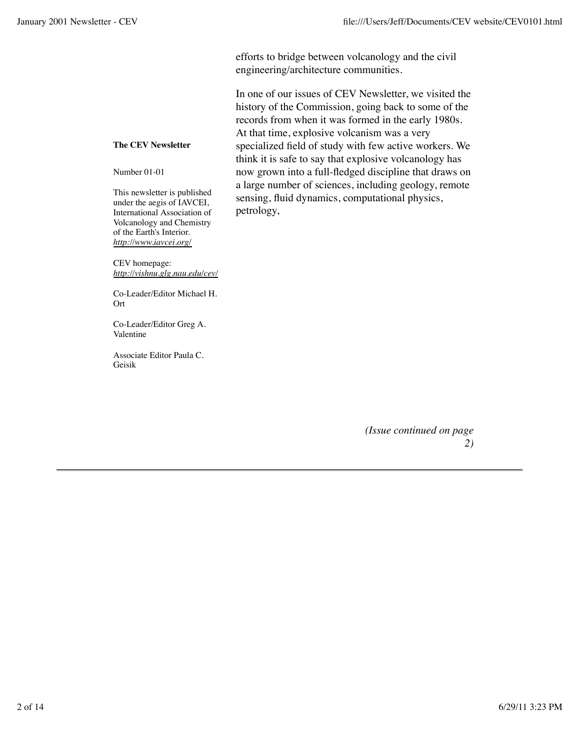efforts to bridge between volcanology and the civil engineering/architecture communities.

In one of our issues of CEV Newsletter, we visited the history of the Commission, going back to some of the records from when it was formed in the early 1980s. At that time, explosive volcanism was a very specialized field of study with few active workers. We think it is safe to say that explosive volcanology has now grown into a full-fledged discipline that draws on a large number of sciences, including geology, remote sensing, fluid dynamics, computational physics, petrology,

*(Issue continued on page 2)*

**The CEV Newsletter**

Number 01-01

This newsletter is published under the aegis of IAVCEI, International Association of Volcanology and Chemistry of the Earth's Interior. *http://www.iavcei.org/*

CEV homepage: *http://vishnu.glg.nau.edu/cev/*

Co-Leader/Editor Michael H. Ort

Co-Leader/Editor Greg A. Valentine

Associate Editor Paula C. Geisik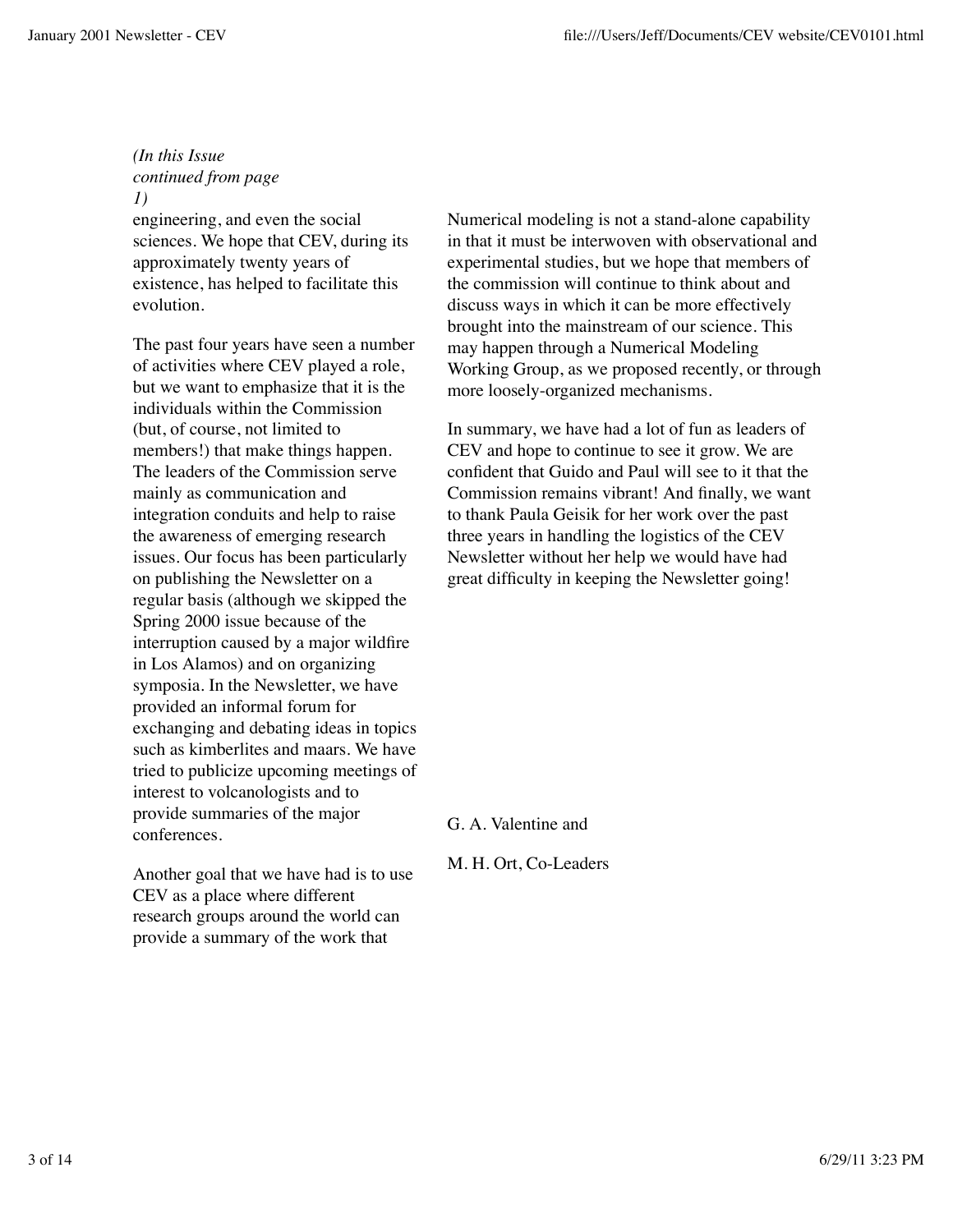*(In this Issue continued from page 1)*

engineering, and even the social sciences. We hope that CEV, during its approximately twenty years of existence, has helped to facilitate this evolution.

The past four years have seen a number of activities where CEV played a role, but we want to emphasize that it is the individuals within the Commission (but, of course, not limited to members!) that make things happen. The leaders of the Commission serve mainly as communication and integration conduits and help to raise the awareness of emerging research issues. Our focus has been particularly on publishing the Newsletter on a regular basis (although we skipped the Spring 2000 issue because of the interruption caused by a major wildfire in Los Alamos) and on organizing symposia. In the Newsletter, we have provided an informal forum for exchanging and debating ideas in topics such as kimberlites and maars. We have tried to publicize upcoming meetings of interest to volcanologists and to provide summaries of the major conferences.

Another goal that we have had is to use CEV as a place where different research groups around the world can provide a summary of the work that

Numerical modeling is not a stand-alone capability in that it must be interwoven with observational and experimental studies, but we hope that members of the commission will continue to think about and discuss ways in which it can be more effectively brought into the mainstream of our science. This may happen through a Numerical Modeling Working Group, as we proposed recently, or through more loosely-organized mechanisms.

In summary, we have had a lot of fun as leaders of CEV and hope to continue to see it grow. We are confident that Guido and Paul will see to it that the Commission remains vibrant! And finally, we want to thank Paula Geisik for her work over the past three years in handling the logistics of the CEV Newsletter without her help we would have had great difficulty in keeping the Newsletter going!

G. A. Valentine and

M. H. Ort, Co-Leaders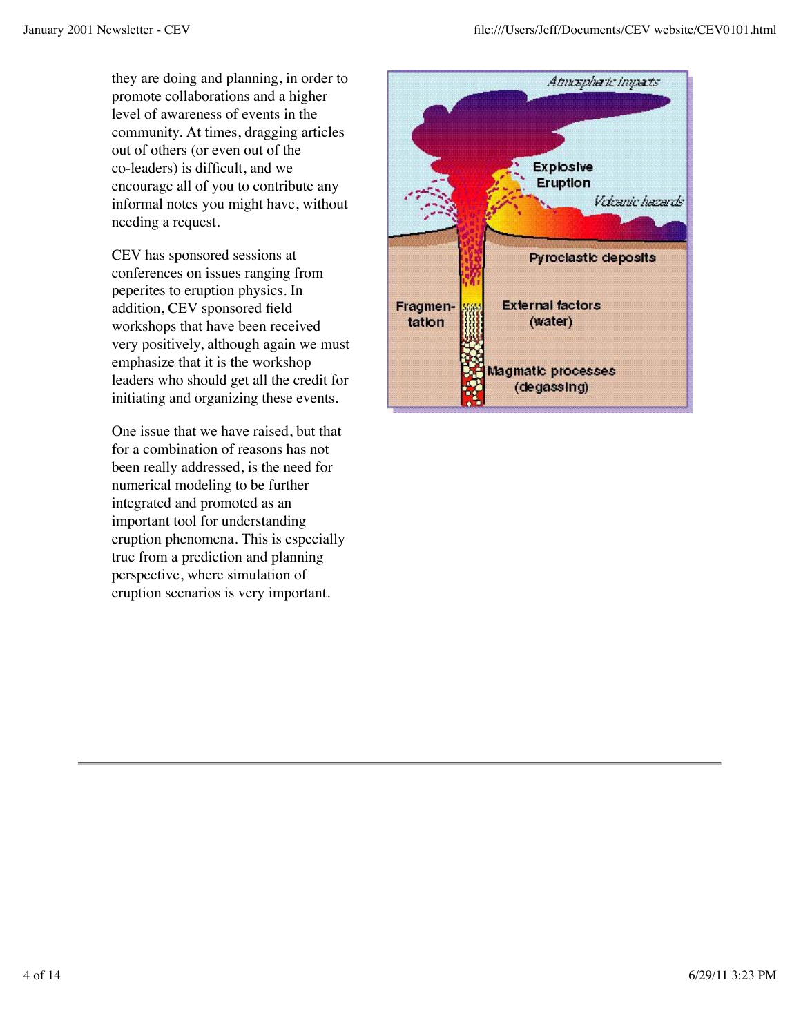they are doing and planning, in order to promote collaborations and a higher level of awareness of events in the community. At times, dragging articles out of others (or even out of the co-leaders) is difficult, and we encourage all of you to contribute any informal notes you might have, without needing a request.

CEV has sponsored sessions at conferences on issues ranging from peperites to eruption physics. In addition, CEV sponsored field workshops that have been received very positively, although again we must emphasize that it is the workshop leaders who should get all the credit for initiating and organizing these events.

One issue that we have raised, but that for a combination of reasons has not been really addressed, is the need for numerical modeling to be further integrated and promoted as an important tool for understanding eruption phenomena. This is especially true from a prediction and planning perspective, where simulation of eruption scenarios is very important.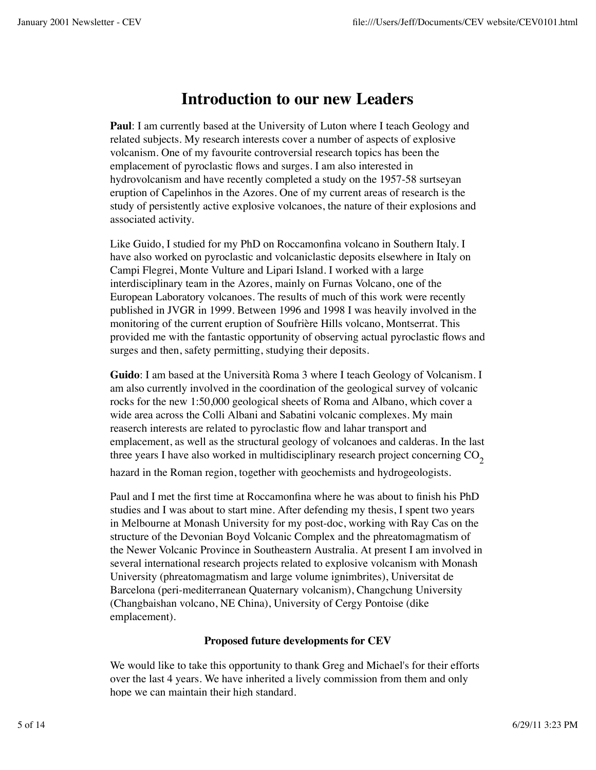# Introduction to our new Leaders

**Paul**: I am currently based at the University of Luton where I teach Geology and related subjects. My research interests cover a number of aspects of explosive volcanism. One of my favourite controversial research topics has been the emplacement of pyroclastic flows and surges. I am also interested in hydrovolcanism and have recently completed a study on the 1957-58 surtseyan eruption of Capelinhos in the Azores. One of my current areas of research is the study of persistently active explosive volcanoes, the nature of their explosions and associated activity.

Like Guido, I studied for my PhD on Roccamonfina volcano in Southern Italy. I have also worked on pyroclastic and volcaniclastic deposits elsewhere in Italy on Campi Flegrei, Monte Vulture and Lipari Island. I worked with a large interdisciplinary team in the Azores, mainly on Furnas Volcano, one of the European Laboratory volcanoes. The results of much of this work were recently published in JVGR in 1999. Between 1996 and 1998 I was heavily involved in the monitoring of the current eruption of Soufrière Hills volcano, Montserrat. This provided me with the fantastic opportunity of observing actual pyroclastic flows and surges and then, safety permitting, studying their deposits.

**Guido**: I am based at the Università Roma 3 where I teach Geology of Volcanism. I am also currently involved in the coordination of the geological survey of volcanic rocks for the new 1:50,000 geological sheets of Roma and Albano, which cover a wide area across the Colli Albani and Sabatini volcanic complexes. My main reaserch interests are related to pyroclastic flow and lahar transport and emplacement, as well as the structural geology of volcanoes and calderas. In the last three years I have also worked in multidisciplinary research project concerning $CO_2$ hazard in the Roman region, together with geochemists and hydrogeologists.

Paul and I met the first time at Roccamonfina where he was about to finish his PhD studies and I was about to start mine. After defending my thesis, I spent two years in Melbourne at Monash University for my post-doc, working with Ray Cas on the structure of the Devonian Boyd Volcanic Complex and the phreatomagmatism of the Newer Volcanic Province in Southeastern Australia. At present I am involved in several international research projects related to explosive volcanism with Monash University (phreatomagmatism and large volume ignimbrites), Universitat de Barcelona (peri-mediterranean Quaternary volcanism), Changchung University (Changbaishan volcano, NE China), University of Cergy Pontoise (dike emplacement).

**Proposed future developments for CEV**

We would like to take this opportunity to thank Greg and Michael's for their efforts over the last 4 years. We have inherited a lively commission from them and only hope we can maintain their high standard.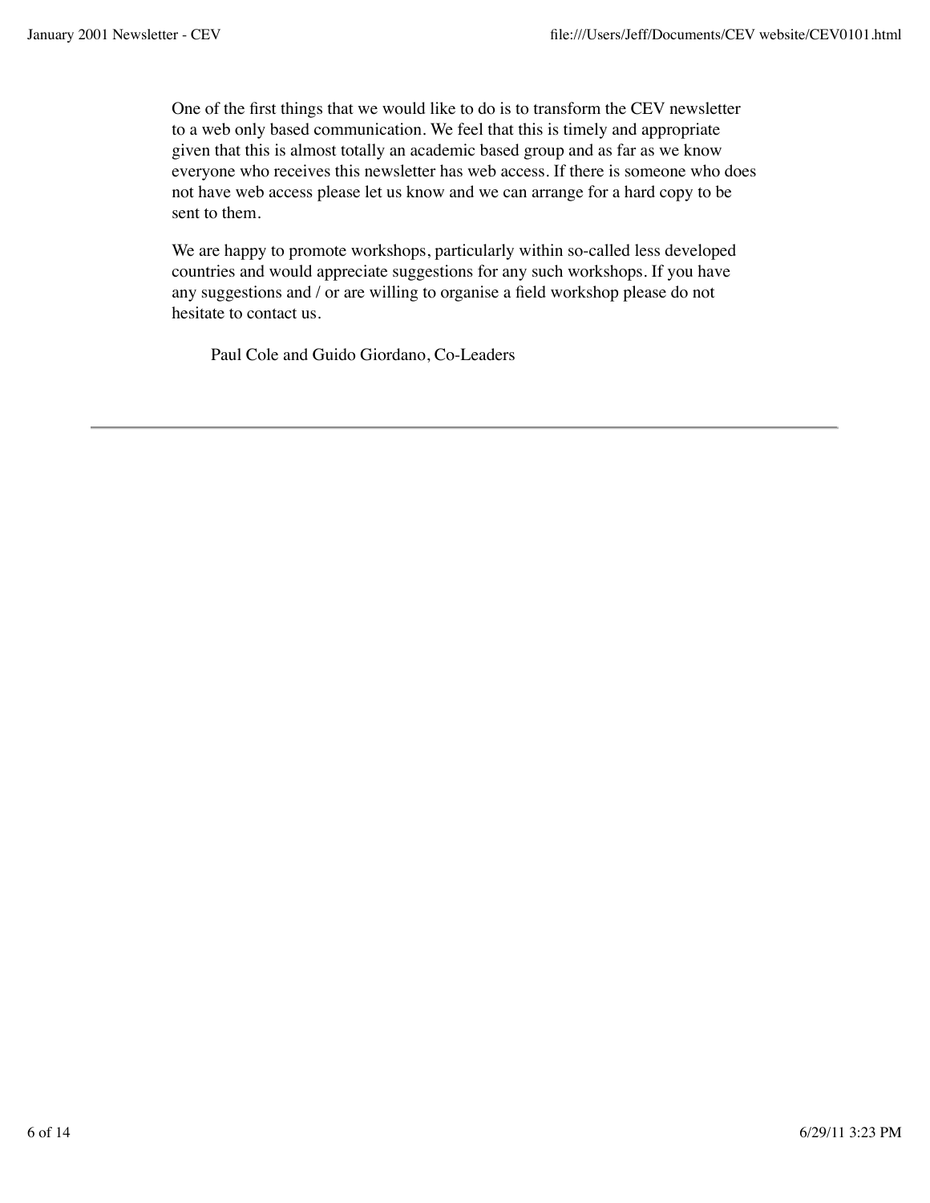One of the first things that we would like to do is to transform the CEV newsletter to a web only based communication. We feel that this is timely and appropriate given that this is almost totally an academic based group and as far as we know everyone who receives this newsletter has web access. If there is someone who does not have web access please let us know and we can arrange for a hard copy to be sent to them.

We are happy to promote workshops, particularly within so-called less developed countries and would appreciate suggestions for any such workshops. If you have any suggestions and / or are willing to organise a field workshop please do not hesitate to contact us.

Paul Cole and Guido Giordano, Co-Leaders

---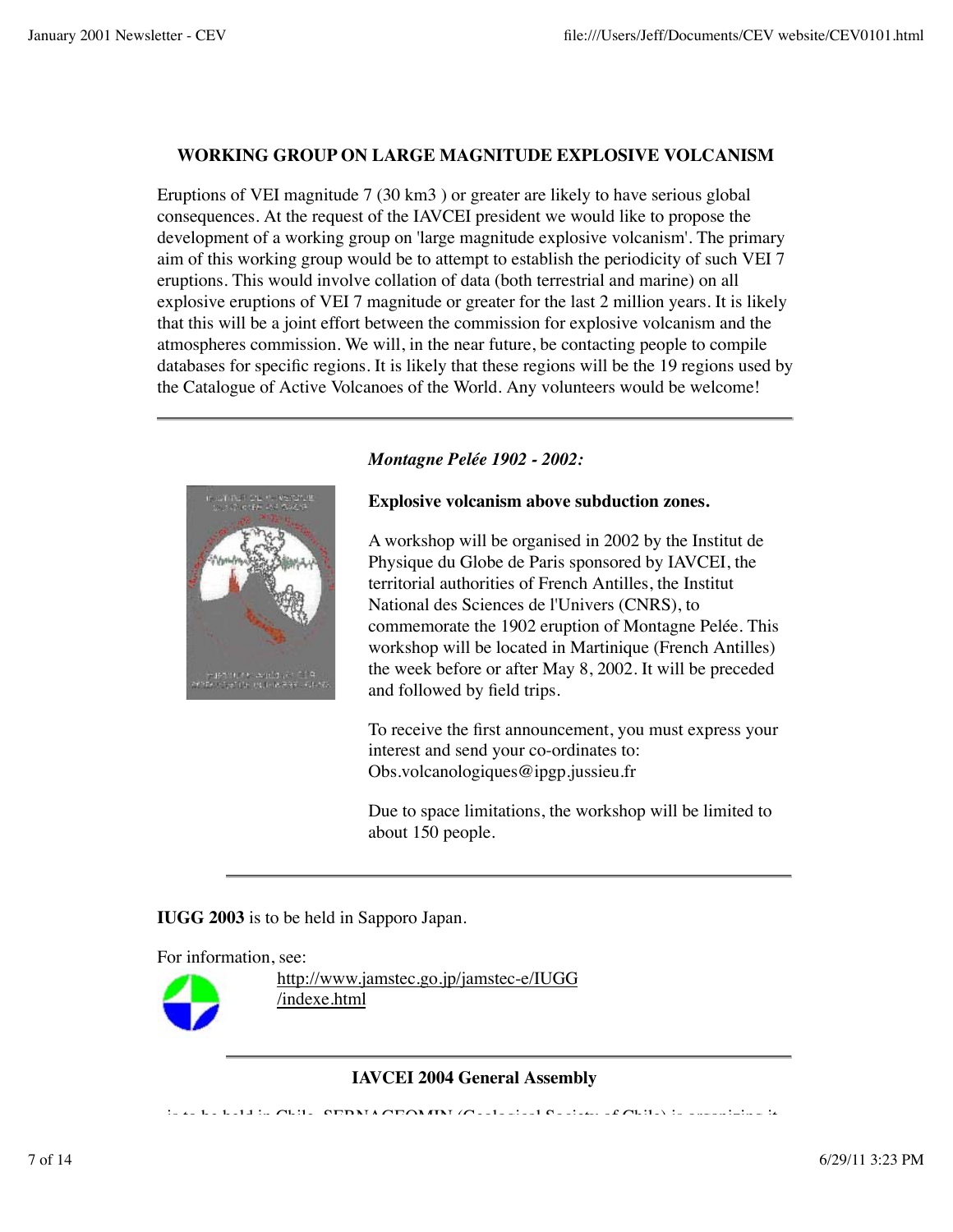### WORKING GROUP ON LARGE MAGNITUDE EXPLOSIVE VOLCANISM

Eruptions of VEI magnitude 7 (30 km3 ) or greater are likely to have serious global consequences. At the request of the IAVCEI president we would like to propose the development of a working group on 'large magnitude explosive volcanism'. The primary aim of this working group would be to attempt to establish the periodicity of such VEI 7 eruptions. This would involve collation of data (both terrestrial and marine) on all explosive eruptions of VEI 7 magnitude or greater for the last 2 million years. It is likely that this will be a joint effort between the commission for explosive volcanism and the atmospheres commission. We will, in the near future, be contacting people to compile databases for specific regions. It is likely that these regions will be the 19 regions used by the Catalogue of Active Volcanoes of the World. Any volunteers would be welcome!

---

***Montagne Pelée 1902 - 2002:***

**Explosive volcanism above subduction zones.**

A workshop will be organised in 2002 by the Institut de Physique du Globe de Paris sponsored by IAVCEI, the territorial authorities of French Antilles, the Institut National des Sciences de l'Univers (CNRS), to commemorate the 1902 eruption of Montagne Pelée. This workshop will be located in Martinique (French Antilles) the week before or after May 8, 2002. It will be preceded and followed by field trips.

To receive the first announcement, you must express your interest and send your co-ordinates to: Obs.volcanologiques@ipgp.jussieu.fr

Due to space limitations, the workshop will be limited to about 150 people.

---

**IUGG 2003** is to be held in Sapporo Japan.

For information, see:

http://www.jamstec.go.jp/jamstec-e/IUGG/indexe.html

---

### IAVCEI 2004 General Assembly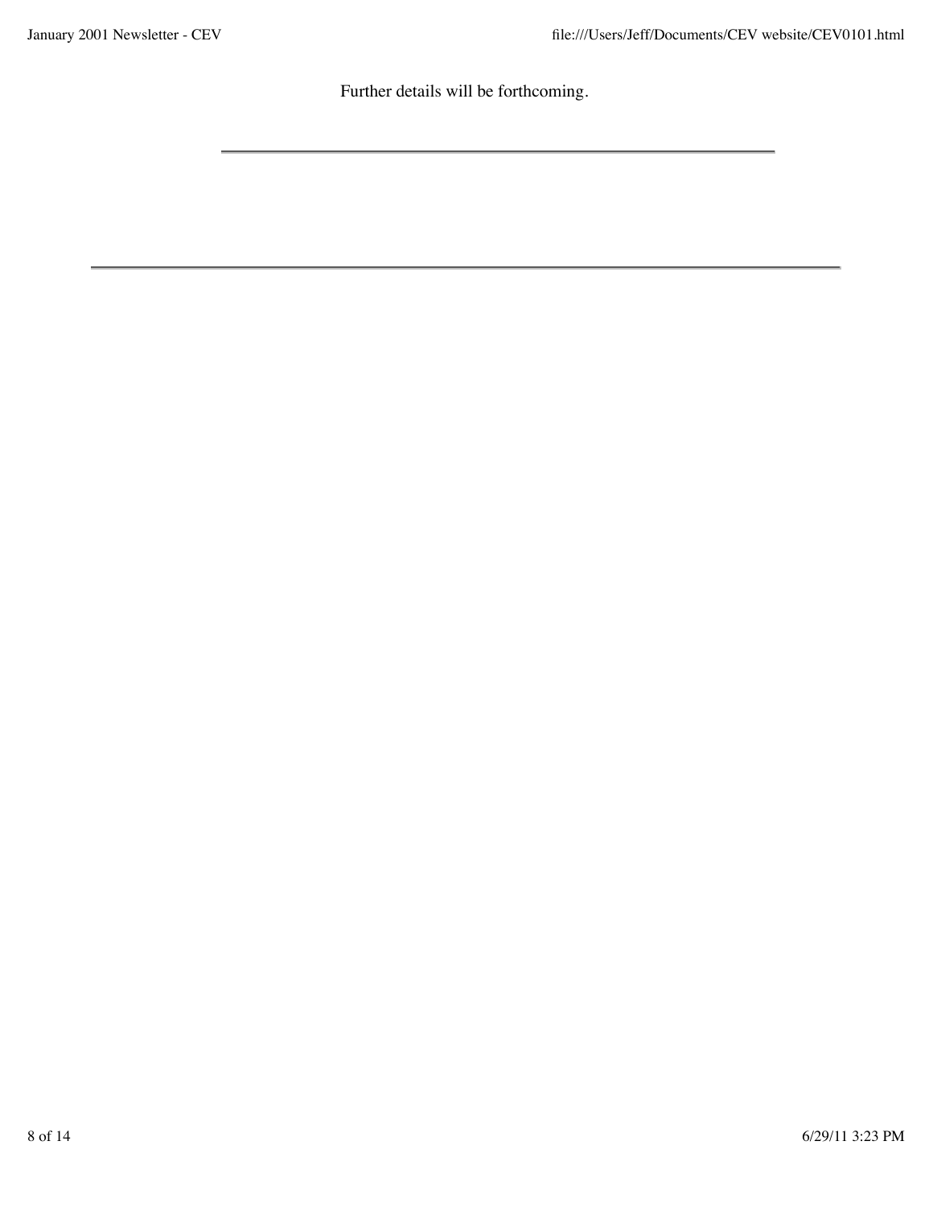Further details will be forthcoming.

---

---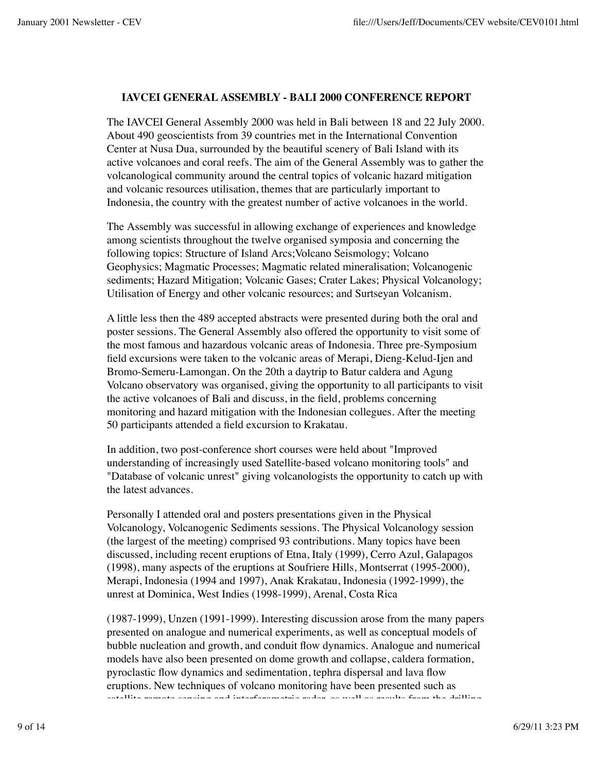**IAVCEI GENERAL ASSEMBLY - BALI 2000 CONFERENCE REPORT**

The IAVCEI General Assembly 2000 was held in Bali between 18 and 22 July 2000. About 490 geoscientists from 39 countries met in the International Convention Center at Nusa Dua, surrounded by the beautiful scenery of Bali Island with its active volcanoes and coral reefs. The aim of the General Assembly was to gather the volcanological community around the central topics of volcanic hazard mitigation and volcanic resources utilisation, themes that are particularly important to Indonesia, the country with the greatest number of active volcanoes in the world.

The Assembly was successful in allowing exchange of experiences and knowledge among scientists throughout the twelve organised symposia and concerning the following topics: Structure of Island Arcs;Volcano Seismology; Volcano Geophysics; Magmatic Processes; Magmatic related mineralisation; Volcanogenic sediments; Hazard Mitigation; Volcanic Gases; Crater Lakes; Physical Volcanology; Utilisation of Energy and other volcanic resources; and Surtseyan Volcanism.

A little less then the 489 accepted abstracts were presented during both the oral and poster sessions. The General Assembly also offered the opportunity to visit some of the most famous and hazardous volcanic areas of Indonesia. Three pre-Symposium field excursions were taken to the volcanic areas of Merapi, Dieng-Kelud-Ijen and Bromo-Semeru-Lamongan. On the 20th a daytrip to Batur caldera and Agung Volcano observatory was organised, giving the opportunity to all participants to visit the active volcanoes of Bali and discuss, in the field, problems concerning monitoring and hazard mitigation with the Indonesian collegues. After the meeting 50 participants attended a field excursion to Krakatau.

In addition, two post-conference short courses were held about "Improved understanding of increasingly used Satellite-based volcano monitoring tools" and "Database of volcanic unrest" giving volcanologists the opportunity to catch up with the latest advances.

Personally I attended oral and posters presentations given in the Physical Volcanology, Volcanogenic Sediments sessions. The Physical Volcanology session (the largest of the meeting) comprised 93 contributions. Many topics have been discussed, including recent eruptions of Etna, Italy (1999), Cerro Azul, Galapagos (1998), many aspects of the eruptions at Soufriere Hills, Montserrat (1995-2000), Merapi, Indonesia (1994 and 1997), Anak Krakatau, Indonesia (1992-1999), the unrest at Dominica, West Indies (1998-1999), Arenal, Costa Rica (1987-1999), Unzen (1991-1999). Interesting discussion arose from the many papers presented on analogue and numerical experiments, as well as conceptual models of bubble nucleation and growth, and conduit flow dynamics. Analogue and numerical models have also been presented on dome growth and collapse, caldera formation, pyroclastic flow dynamics and sedimentation, tephra dispersal and lava flow eruptions. New techniques of volcano monitoring have been presented such as satellite remote sensing and interferometric radar, as well as results from the drilling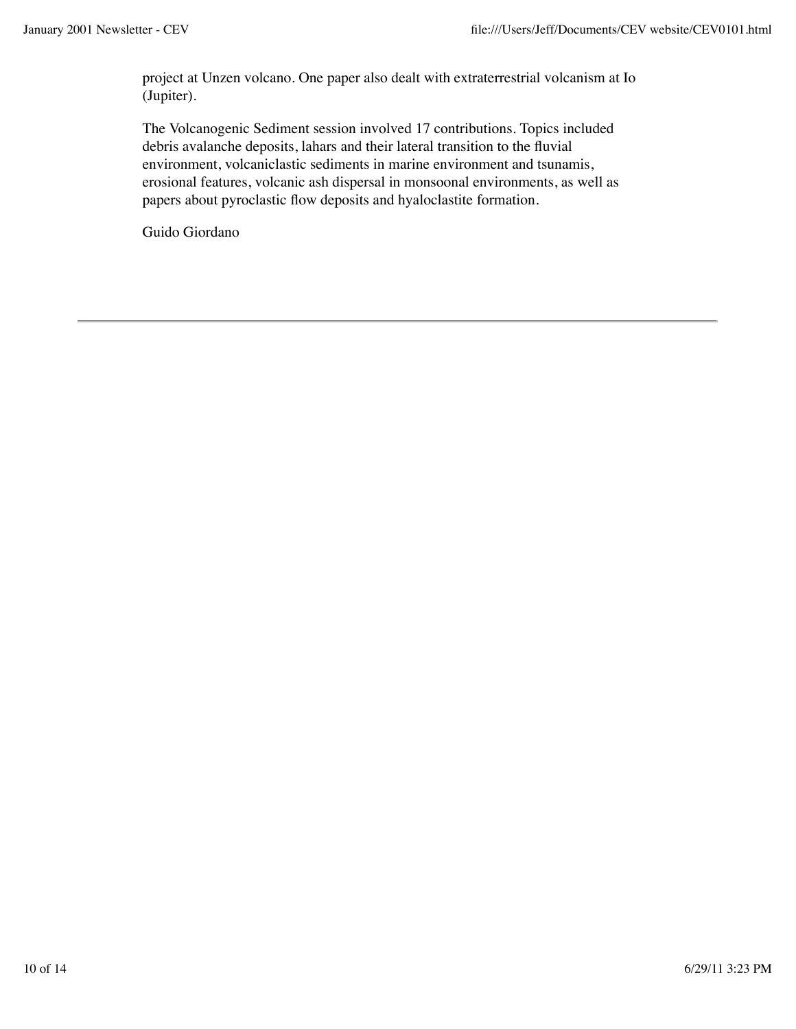project at Unzen volcano. One paper also dealt with extraterrestrial volcanism at Io (Jupiter).

The Volcanogenic Sediment session involved 17 contributions. Topics included debris avalanche deposits, lahars and their lateral transition to the fluvial environment, volcaniclastic sediments in marine environment and tsunamis, erosional features, volcanic ash dispersal in monsoonal environments, as well as papers about pyroclastic flow deposits and hyaloclastite formation.

Guido Giordano

---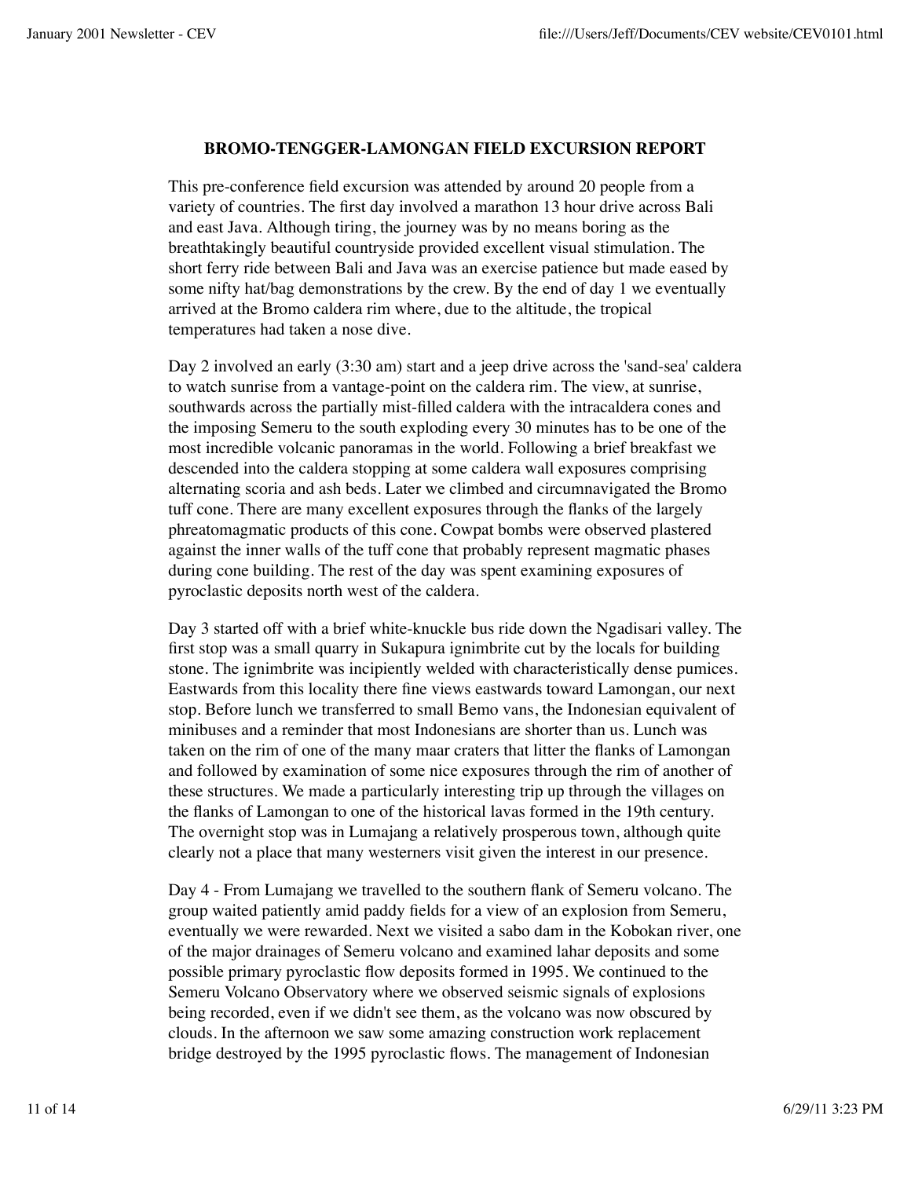## BROMO-TENGGER-LAMONGAN FIELD EXCURSION REPORT

This pre-conference field excursion was attended by around 20 people from a variety of countries. The first day involved a marathon 13 hour drive across Bali and east Java. Although tiring, the journey was by no means boring as the breathtakingly beautiful countryside provided excellent visual stimulation. The short ferry ride between Bali and Java was an exercise patience but made eased by some nifty hat/bag demonstrations by the crew. By the end of day 1 we eventually arrived at the Bromo caldera rim where, due to the altitude, the tropical temperatures had taken a nose dive.

Day 2 involved an early (3:30 am) start and a jeep drive across the 'sand-sea' caldera to watch sunrise from a vantage-point on the caldera rim. The view, at sunrise, southwards across the partially mist-filled caldera with the intracaldera cones and the imposing Semeru to the south exploding every 30 minutes has to be one of the most incredible volcanic panoramas in the world. Following a brief breakfast we descended into the caldera stopping at some caldera wall exposures comprising alternating scoria and ash beds. Later we climbed and circumnavigated the Bromo tuff cone. There are many excellent exposures through the flanks of the largely phreatomagmatic products of this cone. Cowpat bombs were observed plastered against the inner walls of the tuff cone that probably represent magmatic phases during cone building. The rest of the day was spent examining exposures of pyroclastic deposits north west of the caldera.

Day 3 started off with a brief white-knuckle bus ride down the Ngadisari valley. The first stop was a small quarry in Sukapura ignimbrite cut by the locals for building stone. The ignimbrite was incipiently welded with characteristically dense pumices. Eastwards from this locality there fine views eastwards toward Lamongan, our next stop. Before lunch we transferred to small Bemo vans, the Indonesian equivalent of minibuses and a reminder that most Indonesians are shorter than us. Lunch was taken on the rim of one of the many maar craters that litter the flanks of Lamongan and followed by examination of some nice exposures through the rim of another of these structures. We made a particularly interesting trip up through the villages on the flanks of Lamongan to one of the historical lavas formed in the 19th century. The overnight stop was in Lumajang a relatively prosperous town, although quite clearly not a place that many westerners visit given the interest in our presence.

Day 4 - From Lumajang we travelled to the southern flank of Semeru volcano. The group waited patiently amid paddy fields for a view of an explosion from Semeru, eventually we were rewarded. Next we visited a sabo dam in the Kobokan river, one of the major drainages of Semeru volcano and examined lahar deposits and some possible primary pyroclastic flow deposits formed in 1995. We continued to the Semeru Volcano Observatory where we observed seismic signals of explosions being recorded, even if we didn't see them, as the volcano was now obscured by clouds. In the afternoon we saw some amazing construction work replacement bridge destroyed by the 1995 pyroclastic flows. The management of Indonesian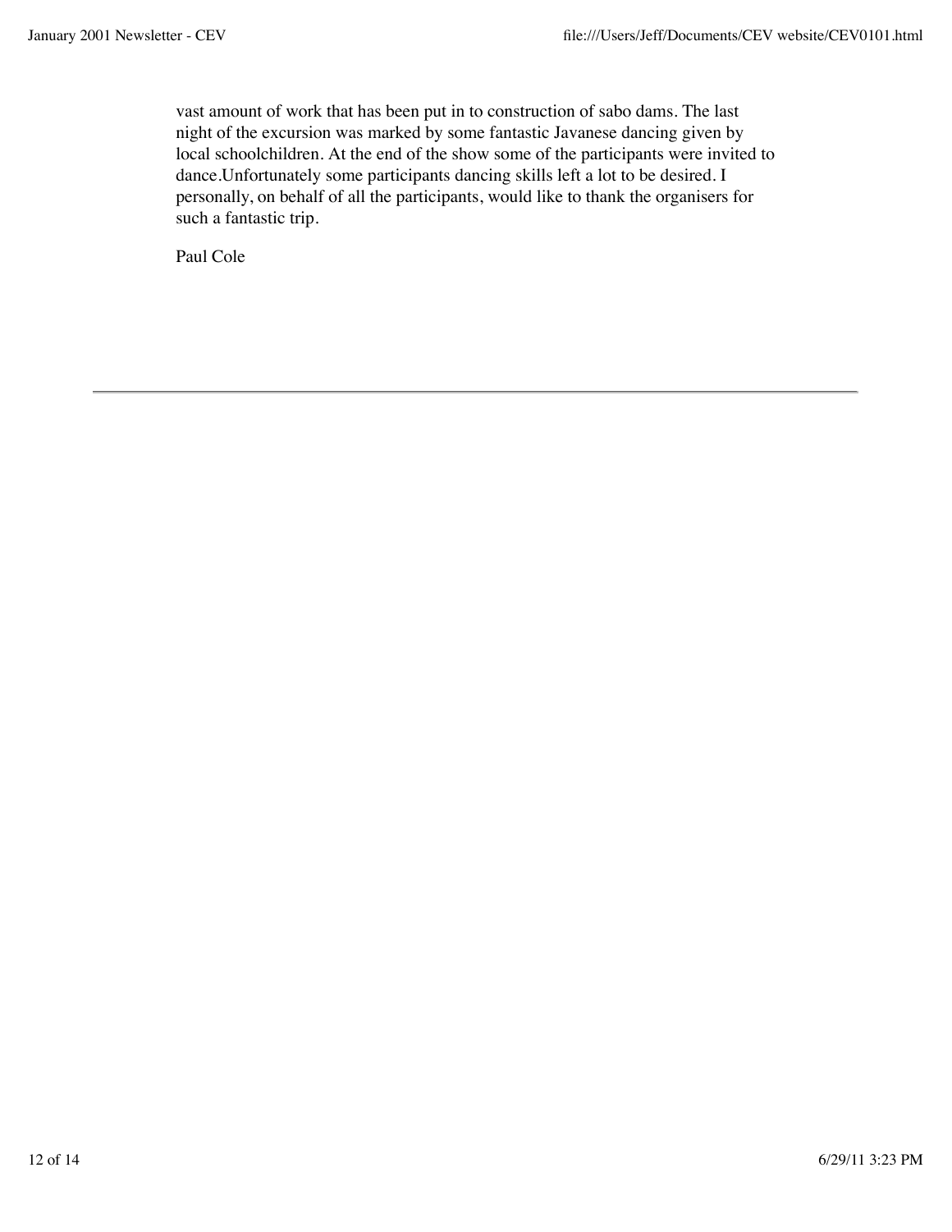vast amount of work that has been put in to construction of sabo dams. The last night of the excursion was marked by some fantastic Javanese dancing given by local schoolchildren. At the end of the show some of the participants were invited to dance.Unfortunately some participants dancing skills left a lot to be desired. I personally, on behalf of all the participants, would like to thank the organisers for such a fantastic trip.

Paul Cole

---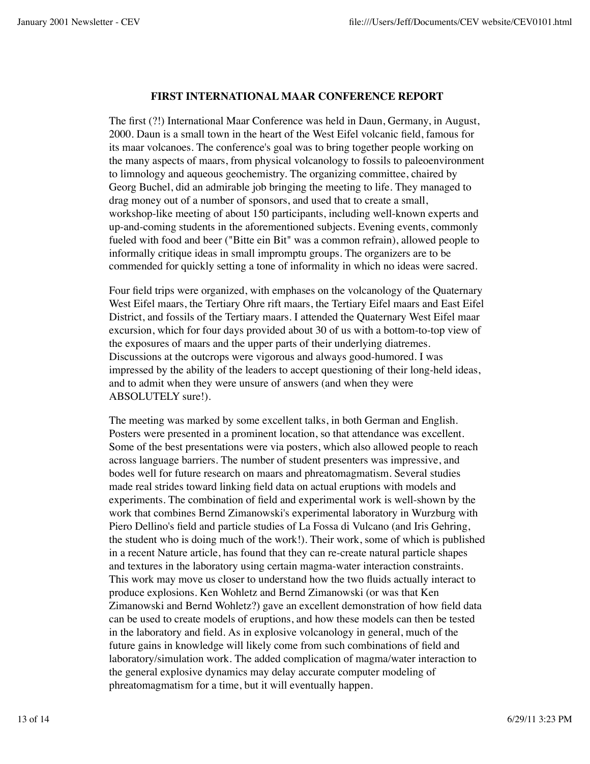## FIRST INTERNATIONAL MAAR CONFERENCE REPORT

The first (?!) International Maar Conference was held in Daun, Germany, in August, 2000. Daun is a small town in the heart of the West Eifel volcanic field, famous for its maar volcanoes. The conference's goal was to bring together people working on the many aspects of maars, from physical volcanology to fossils to paleoenvironment to limnology and aqueous geochemistry. The organizing committee, chaired by Georg Buchel, did an admirable job bringing the meeting to life. They managed to drag money out of a number of sponsors, and used that to create a small, workshop-like meeting of about 150 participants, including well-known experts and up-and-coming students in the aforementioned subjects. Evening events, commonly fueled with food and beer ("Bitte ein Bit" was a common refrain), allowed people to informally critique ideas in small impromptu groups. The organizers are to be commended for quickly setting a tone of informality in which no ideas were sacred.

Four field trips were organized, with emphases on the volcanology of the Quaternary West Eifel maars, the Tertiary Ohre rift maars, the Tertiary Eifel maars and East Eifel District, and fossils of the Tertiary maars. I attended the Quaternary West Eifel maar excursion, which for four days provided about 30 of us with a bottom-to-top view of the exposures of maars and the upper parts of their underlying diatremes. Discussions at the outcrops were vigorous and always good-humored. I was impressed by the ability of the leaders to accept questioning of their long-held ideas, and to admit when they were unsure of answers (and when they were ABSOLUTELY sure!).

The meeting was marked by some excellent talks, in both German and English. Posters were presented in a prominent location, so that attendance was excellent. Some of the best presentations were via posters, which also allowed people to reach across language barriers. The number of student presenters was impressive, and bodes well for future research on maars and phreatomagmatism. Several studies made real strides toward linking field data on actual eruptions with models and experiments. The combination of field and experimental work is well-shown by the work that combines Bernd Zimanowski's experimental laboratory in Wurzburg with Piero Dellino's field and particle studies of La Fossa di Vulcano (and Iris Gehring, the student who is doing much of the work!). Their work, some of which is published in a recent Nature article, has found that they can re-create natural particle shapes and textures in the laboratory using certain magma-water interaction constraints. This work may move us closer to understand how the two fluids actually interact to produce explosions. Ken Wohletz and Bernd Zimanowski (or was that Ken Zimanowski and Bernd Wohletz?) gave an excellent demonstration of how field data can be used to create models of eruptions, and how these models can then be tested in the laboratory and field. As in explosive volcanology in general, much of the future gains in knowledge will likely come from such combinations of field and laboratory/simulation work. The added complication of magma/water interaction to the general explosive dynamics may delay accurate computer modeling of phreatomagmatism for a time, but it will eventually happen.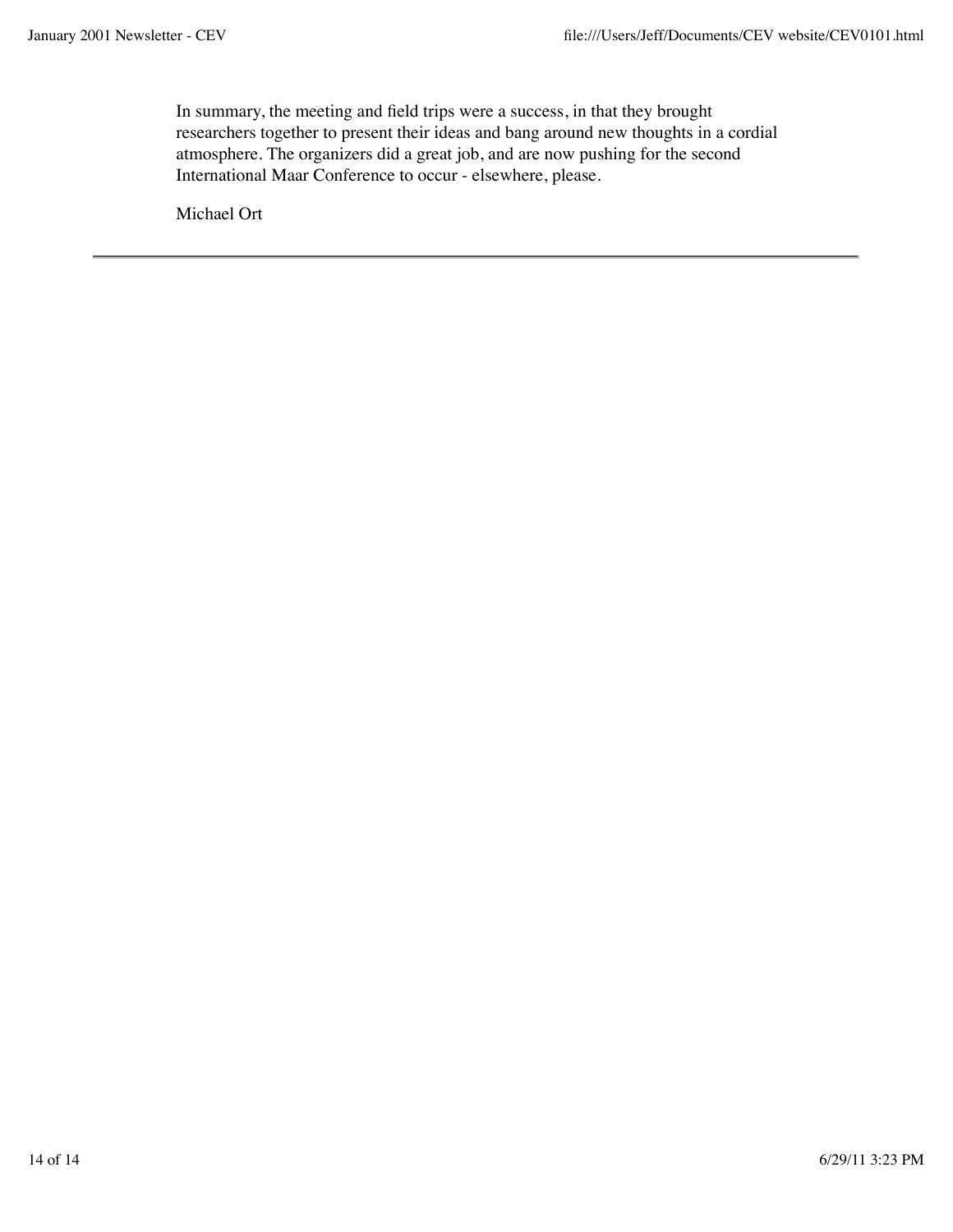In summary, the meeting and field trips were a success, in that they brought researchers together to present their ideas and bang around new thoughts in a cordial atmosphere. The organizers did a great job, and are now pushing for the second International Maar Conference to occur - elsewhere, please.

Michael Ort

---